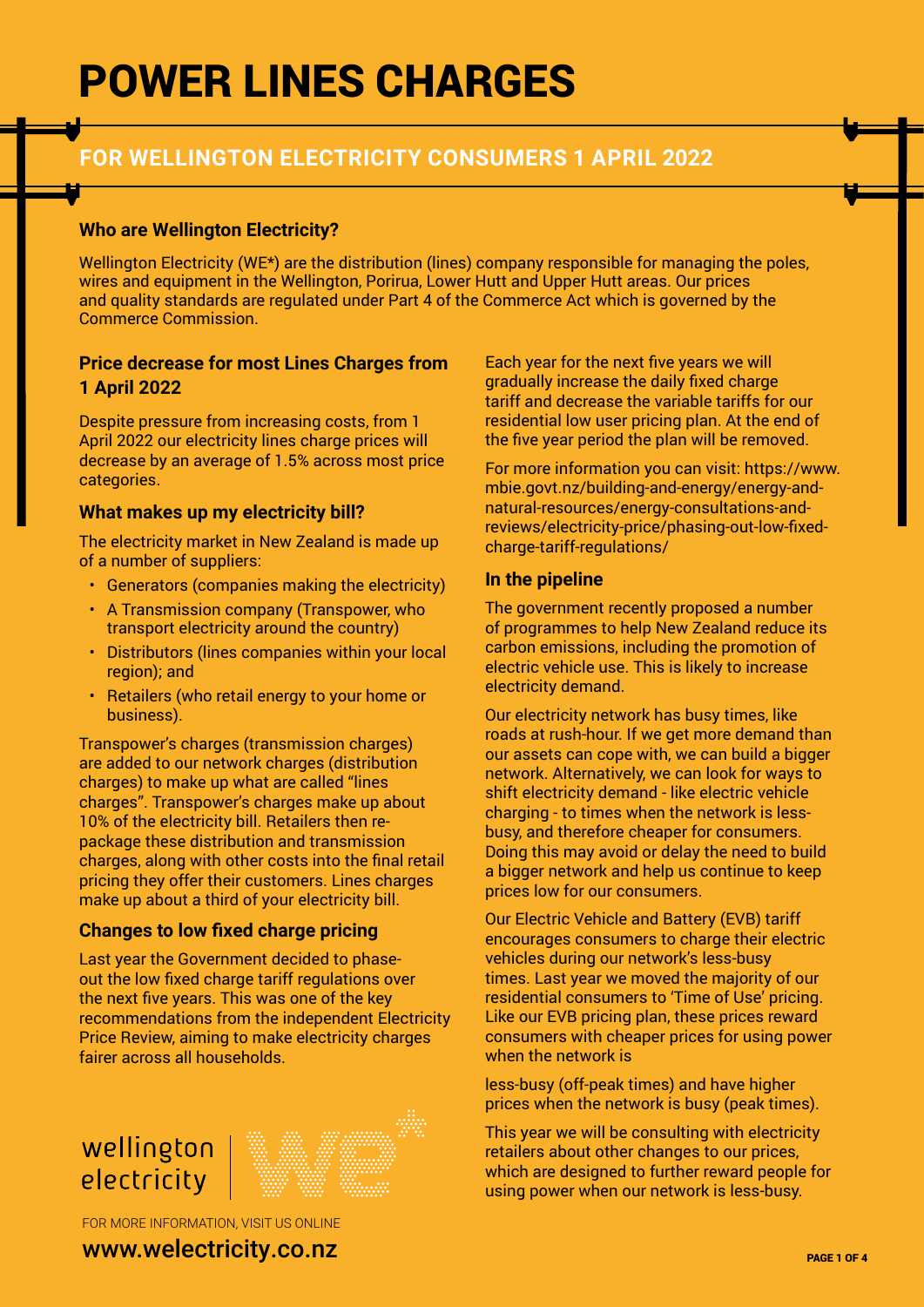# POWER LINES CHARGES

## FOR WELLINGTON ELECTRICITY CONSUMERS 1 APRIL 2022

### Who are Wellington Electricity?

Wellington Electricity (WE*) are the distribution (lines) company responsible for managing the poles, wires and equipment in the Wellington, Porirua, Lower Hutt and Upper Hutt areas. Our prices and quality standards are regulated under Part 4 of the Commerce Act which is governed by the Commerce Commission.

### Price decrease for most Lines Charges from 1 April 2022

Despite pressure from increasing costs, from 1 April 2022 our electricity lines charge prices will decrease by an average of 1.5% across most price categories.

### What makes up my electricity bill?

The electricity market in New Zealand is made up of a number of suppliers:

- Generators (companies making the electricity)
- A Transmission company (Transpower, who transport electricity around the country)
- Distributors (lines companies within your local region); and
- Retailers (who retail energy to your home or business).

Transpower's charges (transmission charges) are added to our network charges (distribution charges) to make up what are called "lines charges". Transpower's charges make up about 10% of the electricity bill. Retailers then re-package these distribution and transmission charges, along with other costs into the final retail pricing they offer their customers. Lines charges make up about a third of your electricity bill.

### Changes to low fixed charge pricing

Last year the Government decided to phase-out the low fixed charge tariff regulations over the next five years. This was one of the key recommendations from the independent Electricity Price Review, aiming to make electricity charges fairer across all households.

Each year for the next five years we will gradually increase the daily fixed charge tariff and decrease the variable tariffs for our residential low user pricing plan. At the end of the five year period the plan will be removed.

For more information you can visit: https://www.mbie.govt.nz/building-and-energy/energy-and-natural-resources/energy-consultations-and-reviews/electricity-price/phasing-out-low-fixed-charge-tariff-regulations/

### In the pipeline

The government recently proposed a number of programmes to help New Zealand reduce its carbon emissions, including the promotion of electric vehicle use. This is likely to increase electricity demand.

Our electricity network has busy times, like roads at rush-hour. If we get more demand than our assets can cope with, we can build a bigger network. Alternatively, we can look for ways to shift electricity demand - like electric vehicle charging - to times when the network is less-busy, and therefore cheaper for consumers. Doing this may avoid or delay the need to build a bigger network and help us continue to keep prices low for our consumers.

Our Electric Vehicle and Battery (EVB) tariff encourages consumers to charge their electric vehicles during our network's less-busy times. Last year we moved the majority of our residential consumers to 'Time of Use' pricing. Like our EVB pricing plan, these prices reward consumers with cheaper prices for using power when the network is less-busy (off-peak times) and have higher prices when the network is busy (peak times).

This year we will be consulting with electricity retailers about other changes to our prices, which are designed to further reward people for using power when our network is less-busy.

wellington electricity

FOR MORE INFORMATION, VISIT US ONLINE

www.welectricity.co.nz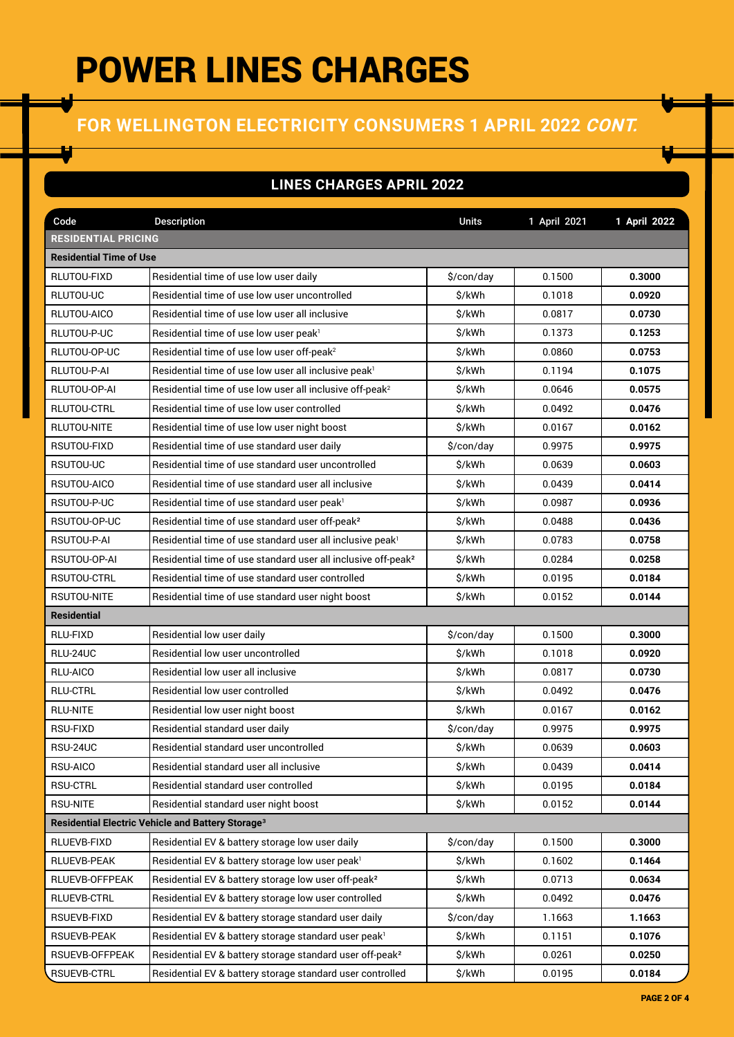# POWER LINES CHARGES

## FOR WELLINGTON ELECTRICITY CONSUMERS 1 APRIL 2022 *CONT.*

### LINES CHARGES APRIL 2022

| Code | Description | Units | 1 April 2021 | 1 April 2022 |
|---|---|---|---|---|
| **RESIDENTIAL PRICING** | | | | |
| **Residential Time of Use** | | | | |
| RLUTOU-FIXD | Residential time of use low user daily | $/con/day | 0.1500 | **0.3000** |
| RLUTOU-UC | Residential time of use low user uncontrolled | $/kWh | 0.1018 | **0.0920** |
| RLUTOU-AICO | Residential time of use low user all inclusive | $/kWh | 0.0817 | **0.0730** |
| RLUTOU-P-UC | Residential time of use low user peak[1] | $/kWh | 0.1373 | **0.1253** |
| RLUTOU-OP-UC | Residential time of use low user off-peak[2] | $/kWh | 0.0860 | **0.0753** |
| RLUTOU-P-AI | Residential time of use low user all inclusive peak[1] | $/kWh | 0.1194 | **0.1075** |
| RLUTOU-OP-AI | Residential time of use low user all inclusive off-peak[2] | $/kWh | 0.0646 | **0.0575** |
| RLUTOU-CTRL | Residential time of use low user controlled | $/kWh | 0.0492 | **0.0476** |
| RLUTOU-NITE | Residential time of use low user night boost | $/kWh | 0.0167 | **0.0162** |
| RSUTOU-FIXD | Residential time of use standard user daily | $/con/day | 0.9975 | **0.9975** |
| RSUTOU-UC | Residential time of use standard user uncontrolled | $/kWh | 0.0639 | **0.0603** |
| RSUTOU-AICO | Residential time of use standard user all inclusive | $/kWh | 0.0439 | **0.0414** |
| RSUTOU-P-UC | Residential time of use standard user peak[1] | $/kWh | 0.0987 | **0.0936** |
| RSUTOU-OP-UC | Residential time of use standard user off-peak[2] | $/kWh | 0.0488 | **0.0436** |
| RSUTOU-P-AI | Residential time of use standard user all inclusive peak[1] | $/kWh | 0.0783 | **0.0758** |
| RSUTOU-OP-AI | Residential time of use standard user all inclusive off-peak[2] | $/kWh | 0.0284 | **0.0258** |
| RSUTOU-CTRL | Residential time of use standard user controlled | $/kWh | 0.0195 | **0.0184** |
| RSUTOU-NITE | Residential time of use standard user night boost | $/kWh | 0.0152 | **0.0144** |
| **Residential** | | | | |
| RLU-FIXD | Residential low user daily | $/con/day | 0.1500 | **0.3000** |
| RLU-24UC | Residential low user uncontrolled | $/kWh | 0.1018 | **0.0920** |
| RLU-AICO | Residential low user all inclusive | $/kWh | 0.0817 | **0.0730** |
| RLU-CTRL | Residential low user controlled | $/kWh | 0.0492 | **0.0476** |
| RLU-NITE | Residential low user night boost | $/kWh | 0.0167 | **0.0162** |
| RSU-FIXD | Residential standard user daily | $/con/day | 0.9975 | **0.9975** |
| RSU-24UC | Residential standard user uncontrolled | $/kWh | 0.0639 | **0.0603** |
| RSU-AICO | Residential standard user all inclusive | $/kWh | 0.0439 | **0.0414** |
| RSU-CTRL | Residential standard user controlled | $/kWh | 0.0195 | **0.0184** |
| RSU-NITE | Residential standard user night boost | $/kWh | 0.0152 | **0.0144** |
| **Residential Electric Vehicle and Battery Storage[3]** | | | | |
| RLUEVB-FIXD | Residential EV & battery storage low user daily | $/con/day | 0.1500 | **0.3000** |
| RLUEVB-PEAK | Residential EV & battery storage low user peak[1] | $/kWh | 0.1602 | **0.1464** |
| RLUEVB-OFFPEAK | Residential EV & battery storage low user off-peak[2] | $/kWh | 0.0713 | **0.0634** |
| RLUEVB-CTRL | Residential EV & battery storage low user controlled | $/kWh | 0.0492 | **0.0476** |
| RSUEVB-FIXD | Residential EV & battery storage standard user daily | $/con/day | 1.1663 | **1.1663** |
| RSUEVB-PEAK | Residential EV & battery storage standard user peak[1] | $/kWh | 0.1151 | **0.1076** |
| RSUEVB-OFFPEAK | Residential EV & battery storage standard user off-peak[2] | $/kWh | 0.0261 | **0.0250** |
| RSUEVB-CTRL | Residential EV & battery storage standard user controlled | $/kWh | 0.0195 | **0.0184** |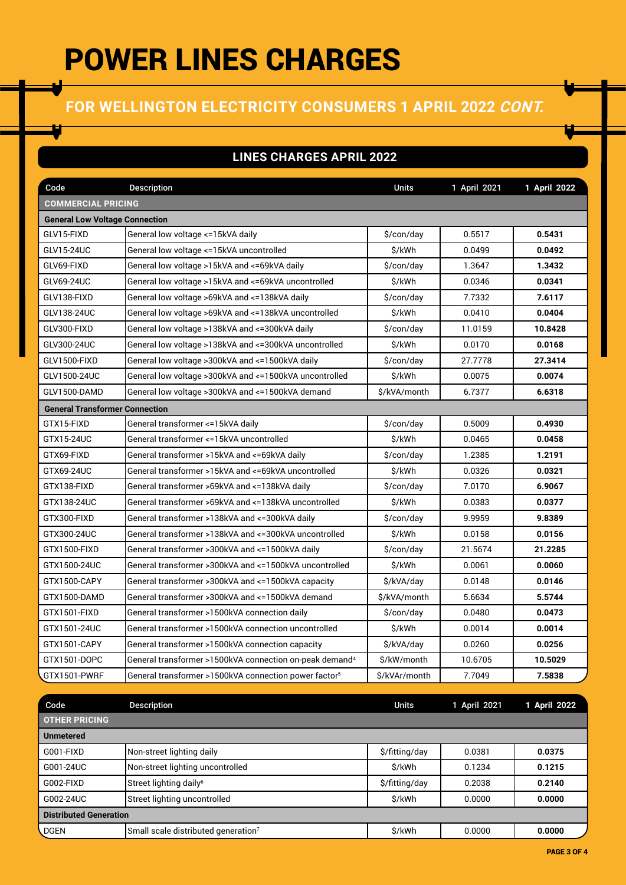# POWER LINES CHARGES

## FOR WELLINGTON ELECTRICITY CONSUMERS 1 APRIL 2022 *CONT.*

### LINES CHARGES APRIL 2022

| Code | Description | Units | 1 April 2021 | 1 April 2022 |
|---|---|---|---|---|
| **COMMERCIAL PRICING** | | | | |
| **General Low Voltage Connection** | | | | |
| GLV15-FIXD | General low voltage <=15kVA daily | $/con/day | 0.5517 | **0.5431** |
| GLV15-24UC | General low voltage <=15kVA uncontrolled | $/kWh | 0.0499 | **0.0492** |
| GLV69-FIXD | General low voltage >15kVA and <=69kVA daily | $/con/day | 1.3647 | **1.3432** |
| GLV69-24UC | General low voltage >15kVA and <=69kVA uncontrolled | $/kWh | 0.0346 | **0.0341** |
| GLV138-FIXD | General low voltage >69kVA and <=138kVA daily | $/con/day | 7.7332 | **7.6117** |
| GLV138-24UC | General low voltage >69kVA and <=138kVA uncontrolled | $/kWh | 0.0410 | **0.0404** |
| GLV300-FIXD | General low voltage >138kVA and <=300kVA daily | $/con/day | 11.0159 | **10.8428** |
| GLV300-24UC | General low voltage >138kVA and <=300kVA uncontrolled | $/kWh | 0.0170 | **0.0168** |
| GLV1500-FIXD | General low voltage >300kVA and <=1500kVA daily | $/con/day | 27.7778 | **27.3414** |
| GLV1500-24UC | General low voltage >300kVA and <=1500kVA uncontrolled | $/kWh | 0.0075 | **0.0074** |
| GLV1500-DAMD | General low voltage >300kVA and <=1500kVA demand | $/kVA/month | 6.7377 | **6.6318** |
| **General Transformer Connection** | | | | |
| GTX15-FIXD | General transformer <=15kVA daily | $/con/day | 0.5009 | **0.4930** |
| GTX15-24UC | General transformer <=15kVA uncontrolled | $/kWh | 0.0465 | **0.0458** |
| GTX69-FIXD | General transformer >15kVA and <=69kVA daily | $/con/day | 1.2385 | **1.2191** |
| GTX69-24UC | General transformer >15kVA and <=69kVA uncontrolled | $/kWh | 0.0326 | **0.0321** |
| GTX138-FIXD | General transformer >69kVA and <=138kVA daily | $/con/day | 7.0170 | **6.9067** |
| GTX138-24UC | General transformer >69kVA and <=138kVA uncontrolled | $/kWh | 0.0383 | **0.0377** |
| GTX300-FIXD | General transformer >138kVA and <=300kVA daily | $/con/day | 9.9959 | **9.8389** |
| GTX300-24UC | General transformer >138kVA and <=300kVA uncontrolled | $/kWh | 0.0158 | **0.0156** |
| GTX1500-FIXD | General transformer >300kVA and <=1500kVA daily | $/con/day | 21.5674 | **21.2285** |
| GTX1500-24UC | General transformer >300kVA and <=1500kVA uncontrolled | $/kWh | 0.0061 | **0.0060** |
| GTX1500-CAPY | General transformer >300kVA and <=1500kVA capacity | $/kVA/day | 0.0148 | **0.0146** |
| GTX1500-DAMD | General transformer >300kVA and <=1500kVA demand | $/kVA/month | 5.6634 | **5.5744** |
| GTX1501-FIXD | General transformer >1500kVA connection daily | $/con/day | 0.0480 | **0.0473** |
| GTX1501-24UC | General transformer >1500kVA connection uncontrolled | $/kWh | 0.0014 | **0.0014** |
| GTX1501-CAPY | General transformer >1500kVA connection capacity | $/kVA/day | 0.0260 | **0.0256** |
| GTX1501-DOPC | General transformer >1500kVA connection on-peak demand[4] | $/kW/month | 10.6705 | **10.5029** |
| GTX1501-PWRF | General transformer >1500kVA connection power factor[5] | $/kVAr/month | 7.7049 | **7.5838** |

| Code | Description | Units | 1 April 2021 | 1 April 2022 |
|---|---|---|---|---|
| **OTHER PRICING** | | | | |
| **Unmetered** | | | | |
| G001-FIXD | Non-street lighting daily | $/fitting/day | 0.0381 | **0.0375** |
| G001-24UC | Non-street lighting uncontrolled | $/kWh | 0.1234 | **0.1215** |
| G002-FIXD | Street lighting daily[6] | $/fitting/day | 0.2038 | **0.2140** |
| G002-24UC | Street lighting uncontrolled | $/kWh | 0.0000 | **0.0000** |
| **Distributed Generation** | | | | |
| DGEN | Small scale distributed generation[7] | $/kWh | 0.0000 | **0.0000** |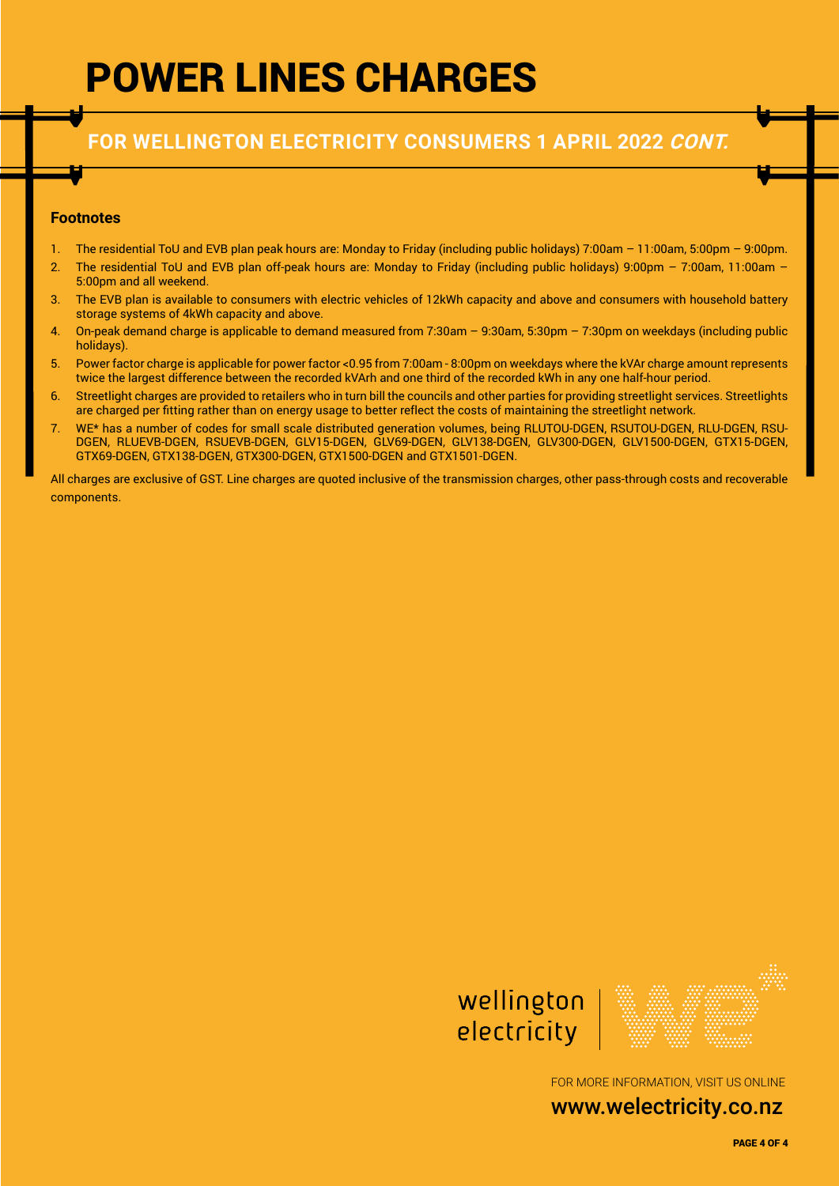# POWER LINES CHARGES

## FOR WELLINGTON ELECTRICITY CONSUMERS 1 APRIL 2022 *CONT.*

### Footnotes

1. The residential ToU and EVB plan peak hours are: Monday to Friday (including public holidays) 7:00am – 11:00am, 5:00pm – 9:00pm.
2. The residential ToU and EVB plan off-peak hours are: Monday to Friday (including public holidays) 9:00pm – 7:00am, 11:00am – 5:00pm and all weekend.
3. The EVB plan is available to consumers with electric vehicles of 12kWh capacity and above and consumers with household battery storage systems of 4kWh capacity and above.
4. On-peak demand charge is applicable to demand measured from 7:30am – 9:30am, 5:30pm – 7:30pm on weekdays (including public holidays).
5. Power factor charge is applicable for power factor <0.95 from 7:00am - 8:00pm on weekdays where the kVAr charge amount represents twice the largest difference between the recorded kVArh and one third of the recorded kWh in any one half-hour period.
6. Streetlight charges are provided to retailers who in turn bill the councils and other parties for providing streetlight services. Streetlights are charged per fitting rather than on energy usage to better reflect the costs of maintaining the streetlight network.
7. WE* has a number of codes for small scale distributed generation volumes, being RLUTOU-DGEN, RSUTOU-DGEN, RLU-DGEN, RSU-DGEN, RLUEVB-DGEN, RSUEVB-DGEN, GLV15-DGEN, GLV69-DGEN, GLV138-DGEN, GLV300-DGEN, GLV1500-DGEN, GTX15-DGEN, GTX69-DGEN, GTX138-DGEN, GTX300-DGEN, GTX1500-DGEN and GTX1501-DGEN.

All charges are exclusive of GST. Line charges are quoted inclusive of the transmission charges, other pass-through costs and recoverable components.

wellington electricity

FOR MORE INFORMATION, VISIT US ONLINE

www.welectricity.co.nz